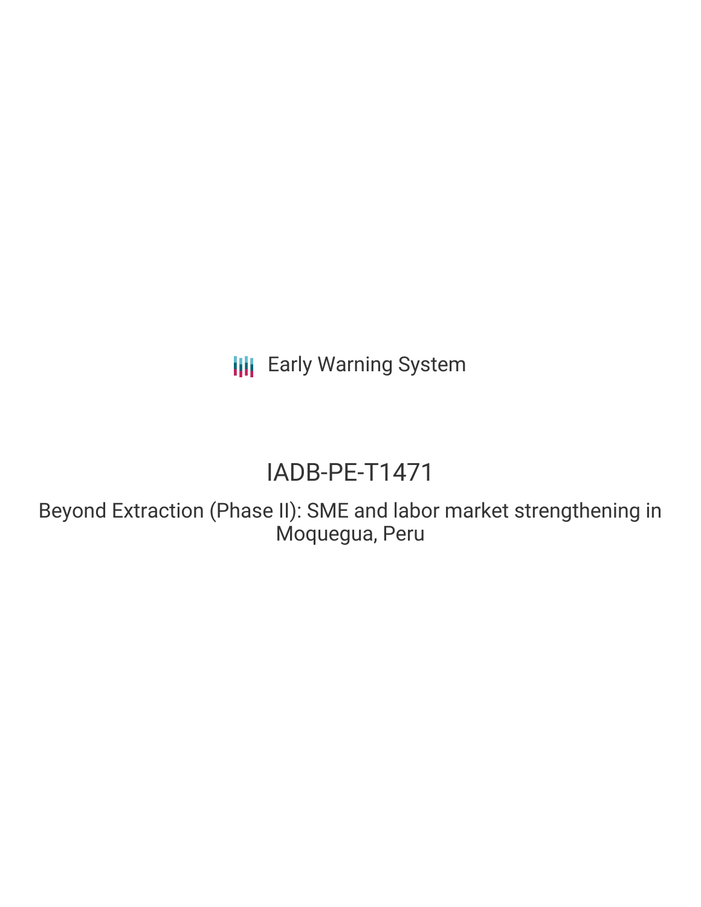Early Warning System

# IADB-PE-T1471

Beyond Extraction (Phase II): SME and labor market strengthening in Moquegua, Peru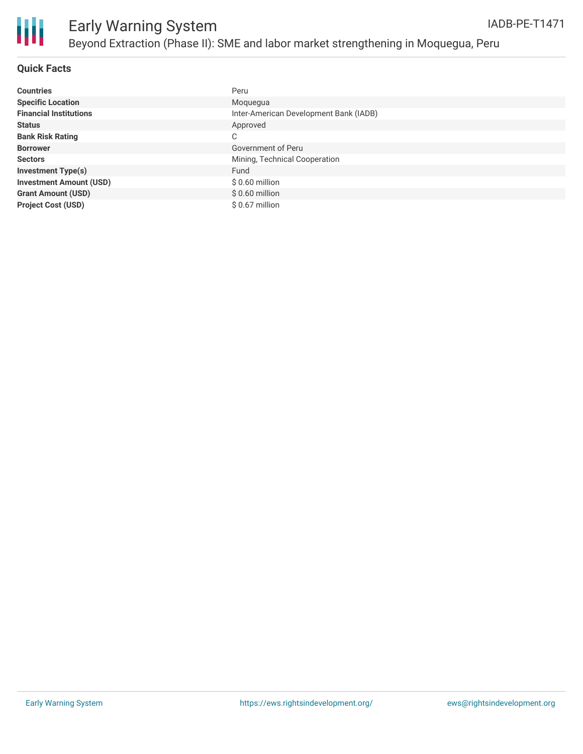## Quick Facts

| | |
|---|---|
| **Countries** | Peru |
| **Specific Location** | Moquegua |
| **Financial Institutions** | Inter-American Development Bank (IADB) |
| **Status** | Approved |
| **Bank Risk Rating** | C |
| **Borrower** | Government of Peru |
| **Sectors** | Mining, Technical Cooperation |
| **Investment Type(s)** | Fund |
| **Investment Amount (USD)** | $ 0.60 million |
| **Grant Amount (USD)** | $ 0.60 million |
| **Project Cost (USD)** | $ 0.67 million |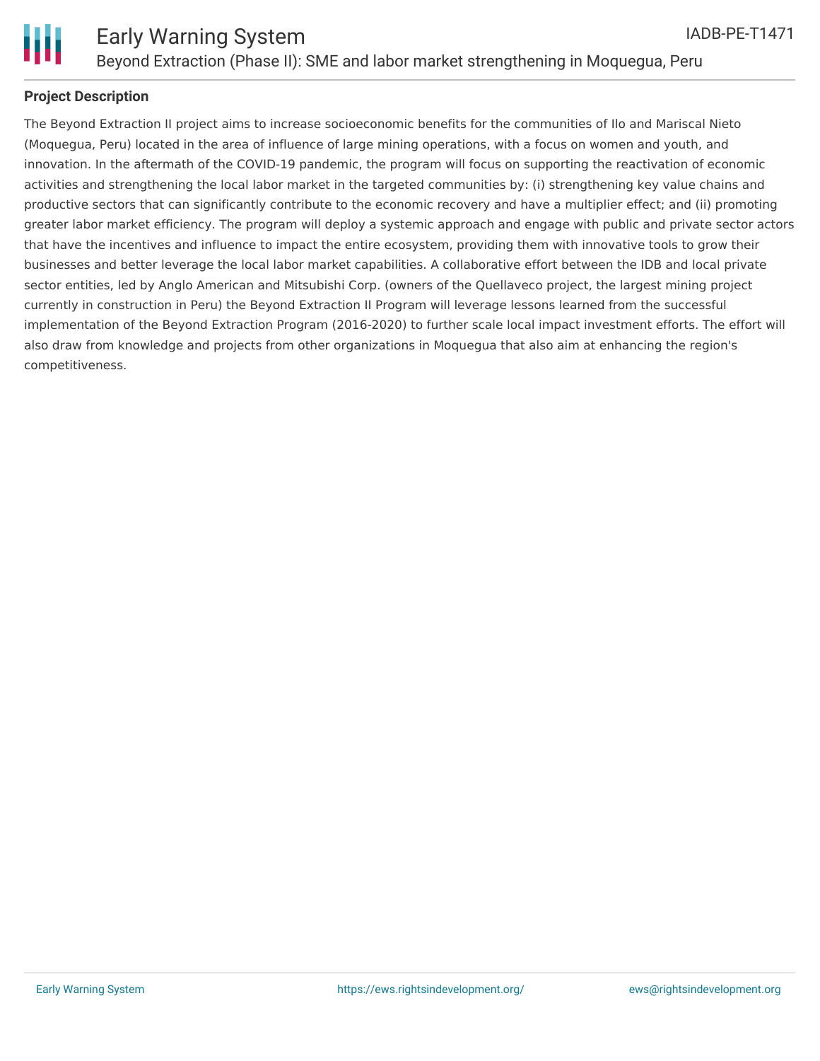## Project Description

The Beyond Extraction II project aims to increase socioeconomic benefits for the communities of Ilo and Mariscal Nieto (Moquegua, Peru) located in the area of influence of large mining operations, with a focus on women and youth, and innovation. In the aftermath of the COVID-19 pandemic, the program will focus on supporting the reactivation of economic activities and strengthening the local labor market in the targeted communities by: (i) strengthening key value chains and productive sectors that can significantly contribute to the economic recovery and have a multiplier effect; and (ii) promoting greater labor market efficiency. The program will deploy a systemic approach and engage with public and private sector actors that have the incentives and influence to impact the entire ecosystem, providing them with innovative tools to grow their businesses and better leverage the local labor market capabilities. A collaborative effort between the IDB and local private sector entities, led by Anglo American and Mitsubishi Corp. (owners of the Quellaveco project, the largest mining project currently in construction in Peru) the Beyond Extraction II Program will leverage lessons learned from the successful implementation of the Beyond Extraction Program (2016-2020) to further scale local impact investment efforts. The effort will also draw from knowledge and projects from other organizations in Moquegua that also aim at enhancing the region's competitiveness.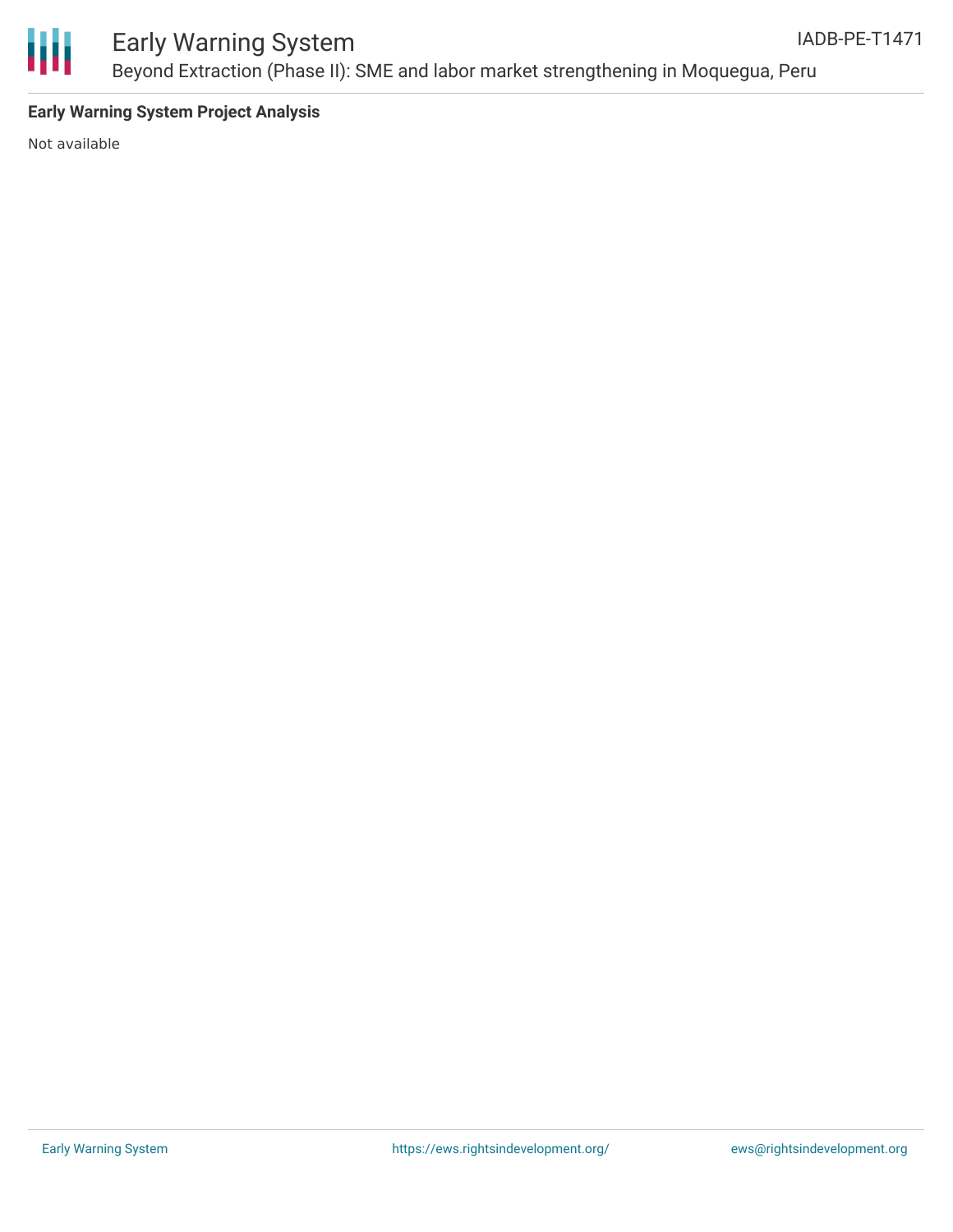**Early Warning System Project Analysis**

Not available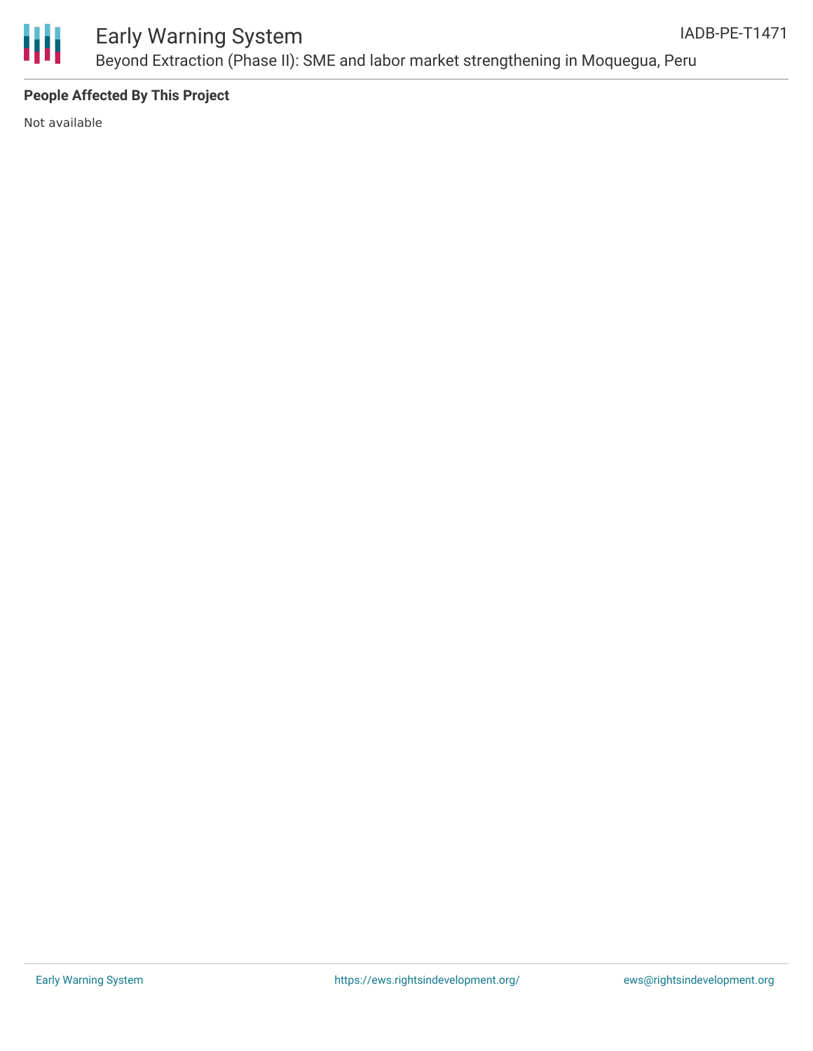**People Affected By This Project**

Not available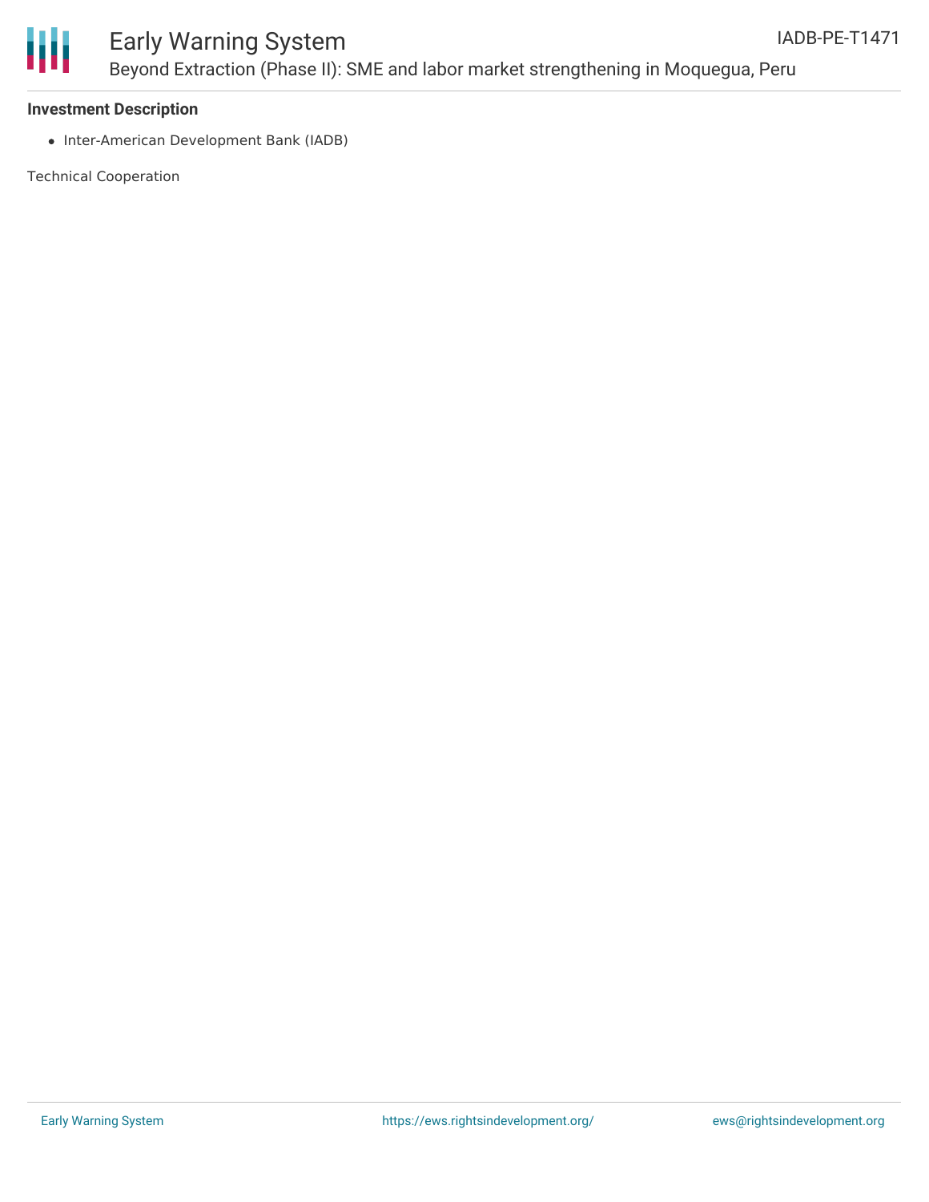**Investment Description**

- Inter-American Development Bank (IADB)

Technical Cooperation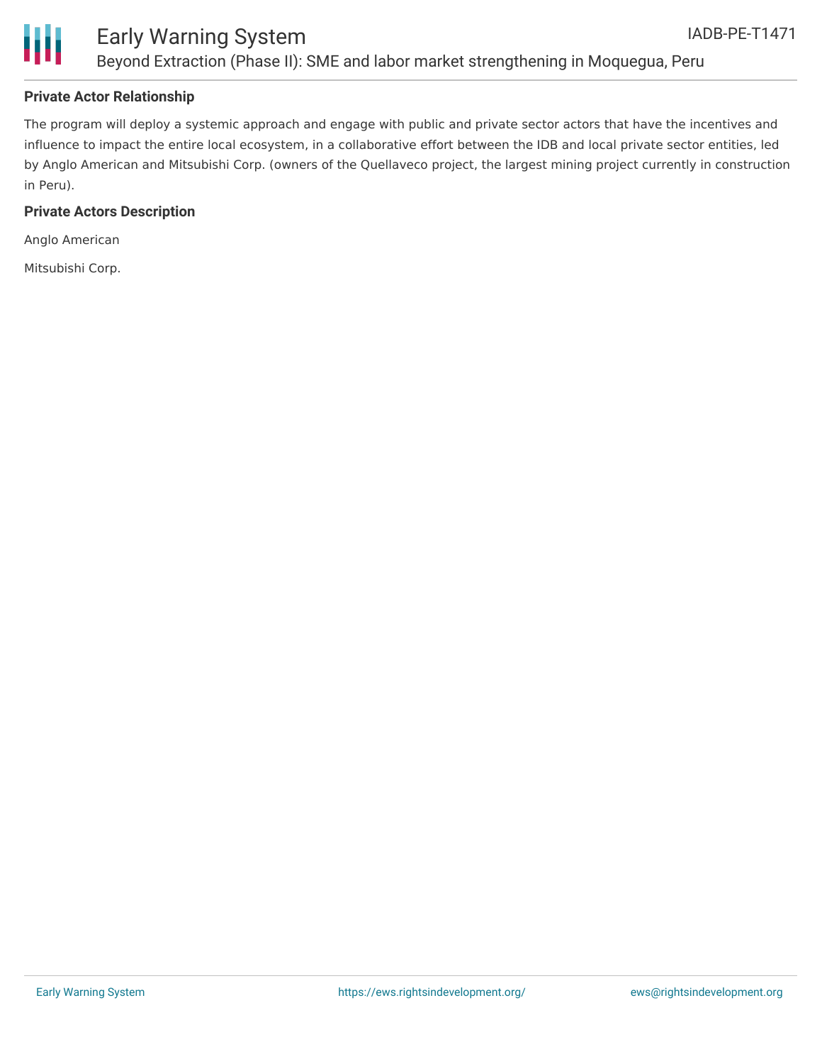## Private Actor Relationship

The program will deploy a systemic approach and engage with public and private sector actors that have the incentives and influence to impact the entire local ecosystem, in a collaborative effort between the IDB and local private sector entities, led by Anglo American and Mitsubishi Corp. (owners of the Quellaveco project, the largest mining project currently in construction in Peru).

## Private Actors Description

Anglo American

Mitsubishi Corp.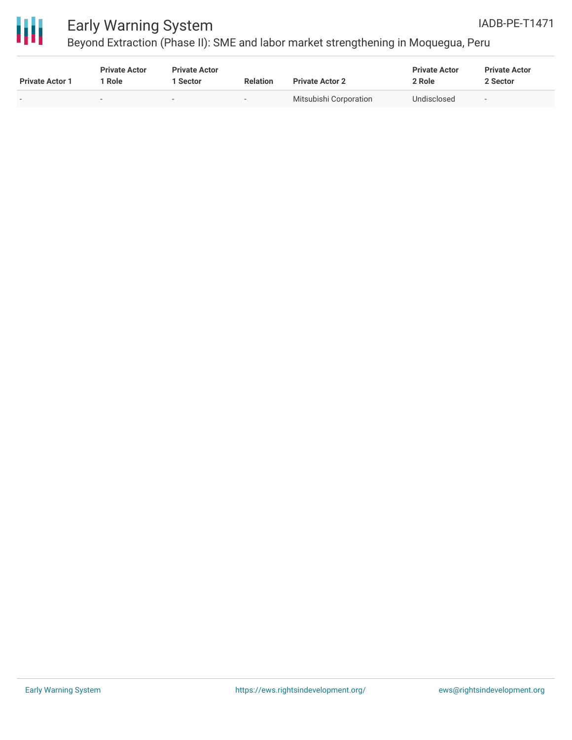| Private Actor 1 | Private Actor 1 Role | Private Actor 1 Sector | Relation | Private Actor 2 | Private Actor 2 Role | Private Actor 2 Sector |
|---|---|---|---|---|---|---|
| - | - | - | - | Mitsubishi Corporation | Undisclosed | - |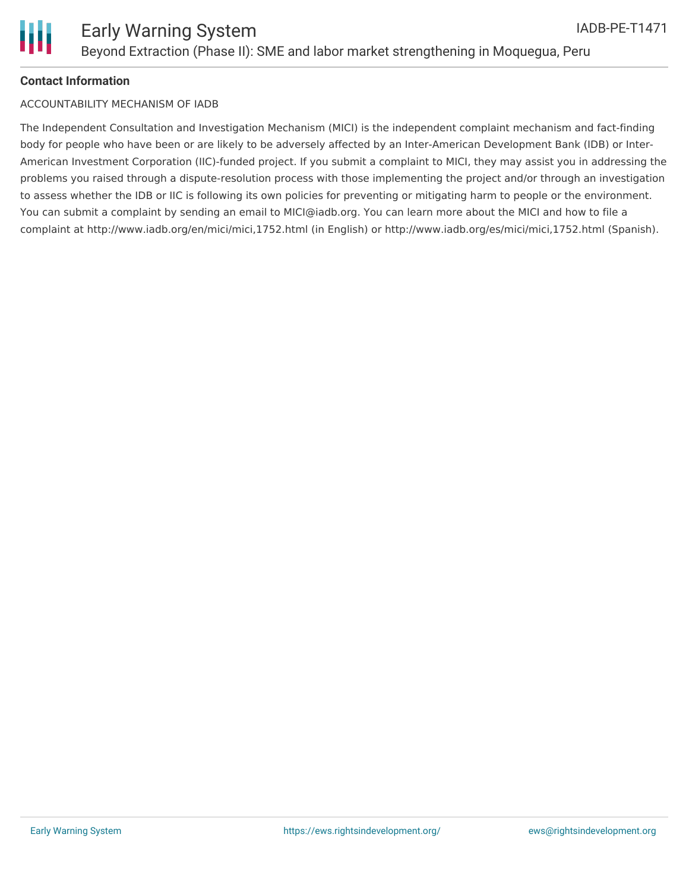## Contact Information

ACCOUNTABILITY MECHANISM OF IADB

The Independent Consultation and Investigation Mechanism (MICI) is the independent complaint mechanism and fact-finding body for people who have been or are likely to be adversely affected by an Inter-American Development Bank (IDB) or Inter-American Investment Corporation (IIC)-funded project. If you submit a complaint to MICI, they may assist you in addressing the problems you raised through a dispute-resolution process with those implementing the project and/or through an investigation to assess whether the IDB or IIC is following its own policies for preventing or mitigating harm to people or the environment. You can submit a complaint by sending an email to MICI@iadb.org. You can learn more about the MICI and how to file a complaint at http://www.iadb.org/en/mici/mici,1752.html (in English) or http://www.iadb.org/es/mici/mici,1752.html (Spanish).